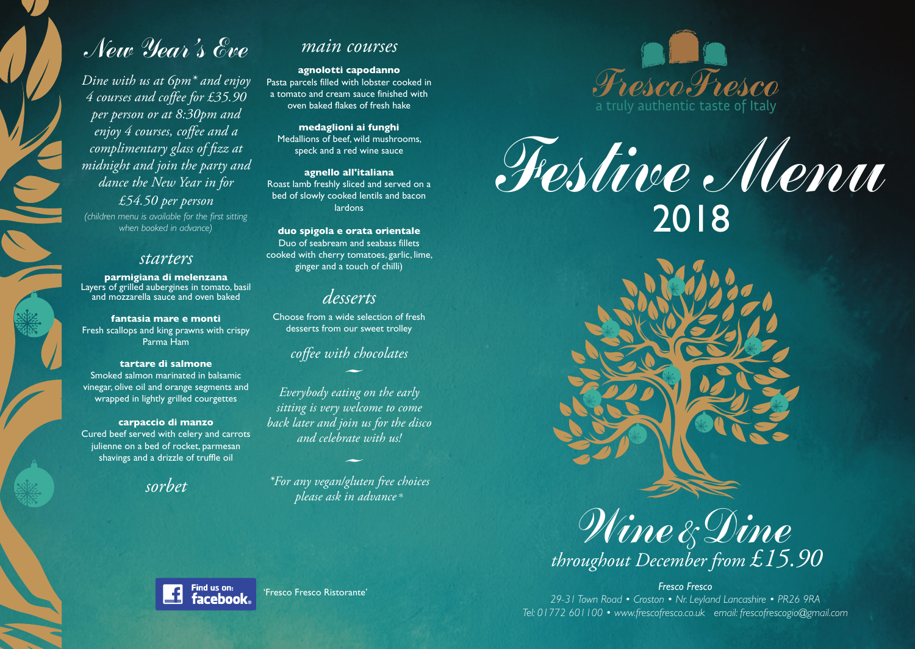# New Year's Eve

*Dine with us at 6pm\* and enjoy 4 courses and coffee for £35.90 per person or at 8:30pm and enjoy 4 courses, coffee and a complimentary glass of fizz at midnight and join the party and dance the New Year in for £54.50 per person*

*(children menu is available for the first sitting when booked in advance)*

## starters

**parmigiana di melenzana**
Layers of grilled aubergines in tomato, basil and mozzarella sauce and oven baked

**fantasia mare e monti**
Fresh scallops and king prawns with crispy Parma Ham

**tartare di salmone**
Smoked salmon marinated in balsamic vinegar, olive oil and orange segments and wrapped in lightly grilled courgettes

**carpaccio di manzo**
Cured beef served with celery and carrots julienne on a bed of rocket, parmesan shavings and a drizzle of truffle oil

## sorbet

## main courses

**agnolotti capodanno**
Pasta parcels filled with lobster cooked in a tomato and cream sauce finished with oven baked flakes of fresh hake

**medaglioni ai funghi**
Medallions of beef, wild mushrooms, speck and a red wine sauce

**agnello all'italiana**
Roast lamb freshly sliced and served on a bed of slowly cooked lentils and bacon lardons

**duo spigola e orata orientale**
Duo of seabream and seabass fillets cooked with cherry tomatoes, garlic, lime, ginger and a touch of chilli)

## desserts

Choose from a wide selection of fresh desserts from our sweet trolley

## coffee with chocolates

*Everybody eating on the early sitting is very welcome to come back later and join us for the disco and celebrate with us!*

*\*For any vegan/gluten free choices please ask in advance\**

Find us on: facebook 'Fresco Fresco Ristorante'

# Fresco Fresco

a truly authentic taste of Italy

# Festive Menu 2018

## Wine & Dine

*throughout December from £15.90*

*Fresco Fresco*
*29-31 Town Road • Croston • Nr. Leyland Lancashire • PR26 9RA*
*Tel: 01772 601100 • www.frescofresco.co.uk email: frescofrescogio@gmail.com*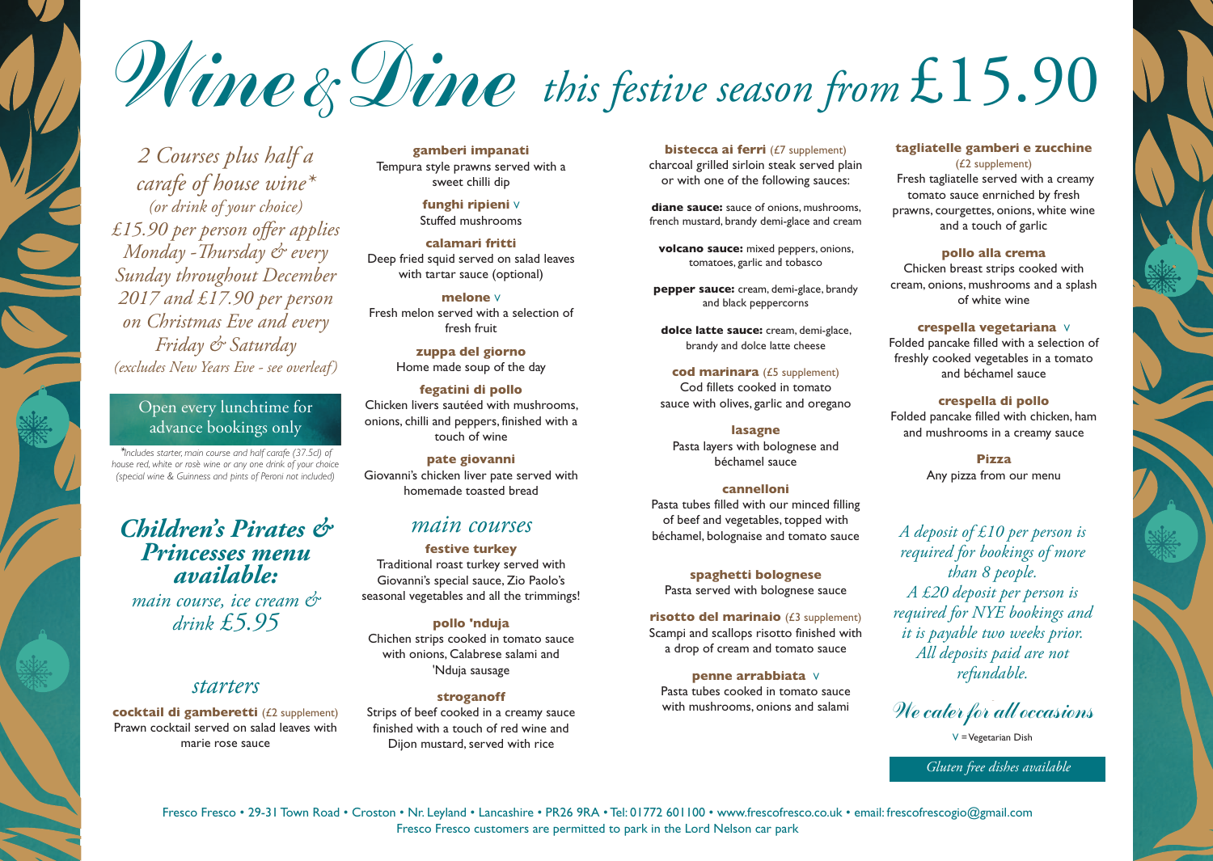# *Wine & Dine* *this festive season from* £15.90

*2 Courses plus half a carafe of house wine**
*(or drink of your choice)*
*£15.90 per person offer applies Monday - Thursday & every Sunday throughout December 2017 and £17.90 per person on Christmas Eve and every Friday & Saturday*
*(excludes New Years Eve - see overleaf)*

Open every lunchtime for advance bookings only

*\*Includes starter, main course and half carafe (37.5cl) of house red, white or rosè wine or any one drink of your choice (special wine & Guinness and pints of Peroni not included)*

## *Children's Pirates & Princesses menu available:*

*main course, ice cream & drink £5.95*

## *starters*

**cocktail di gamberetti** (£2 supplement)
Prawn cocktail served on salad leaves with marie rose sauce

**gamberi impanati**
Tempura style prawns served with a sweet chilli dip

**funghi ripieni** V
Stuffed mushrooms

**calamari fritti**
Deep fried squid served on salad leaves with tartar sauce (optional)

**melone** V
Fresh melon served with a selection of fresh fruit

**zuppa del giorno**
Home made soup of the day

**fegatini di pollo**
Chicken livers sautéed with mushrooms, onions, chilli and peppers, finished with a touch of wine

**pate giovanni**
Giovanni's chicken liver pate served with homemade toasted bread

## *main courses*

**festive turkey**
Traditional roast turkey served with Giovanni's special sauce, Zio Paolo's seasonal vegetables and all the trimmings!

**pollo 'nduja**
Chichen strips cooked in tomato sauce with onions, Calabrese salami and 'Nduja sausage

**stroganoff**
Strips of beef cooked in a creamy sauce finished with a touch of red wine and Dijon mustard, served with rice

**bistecca ai ferri** (£7 supplement)
charcoal grilled sirloin steak served plain or with one of the following sauces:

**diane sauce:** sauce of onions, mushrooms, french mustard, brandy demi-glace and cream

**volcano sauce:** mixed peppers, onions, tomatoes, garlic and tobasco

**pepper sauce:** cream, demi-glace, brandy and black peppercorns

**dolce latte sauce:** cream, demi-glace, brandy and dolce latte cheese

**cod marinara** (£5 supplement)
Cod fillets cooked in tomato sauce with olives, garlic and oregano

**lasagne**
Pasta layers with bolognese and béchamel sauce

**cannelloni**
Pasta tubes filled with our minced filling of beef and vegetables, topped with béchamel, bolognaise and tomato sauce

**spaghetti bolognese**
Pasta served with bolognese sauce

**risotto del marinaio** (£3 supplement)
Scampi and scallops risotto finished with a drop of cream and tomato sauce

**penne arrabbiata** V
Pasta tubes cooked in tomato sauce with mushrooms, onions and salami

**tagliatelle gamberi e zucchine** (£2 supplement)
Fresh tagliatelle served with a creamy tomato sauce enrniched by fresh prawns, courgettes, onions, white wine and a touch of garlic

**pollo alla crema**
Chicken breast strips cooked with cream, onions, mushrooms and a splash of white wine

**crespella vegetariana** V
Folded pancake filled with a selection of freshly cooked vegetables in a tomato and béchamel sauce

**crespella di pollo**
Folded pancake filled with chicken, ham and mushrooms in a creamy sauce

**Pizza**
Any pizza from our menu

*A deposit of £10 per person is required for bookings of more than 8 people.*
*A £20 deposit per person is required for NYE bookings and it is payable two weeks prior.*
*All deposits paid are not refundable.*

*We cater for all occasions*

V = Vegetarian Dish

*Gluten free dishes available*

Fresco Fresco • 29-31 Town Road • Croston • Nr. Leyland • Lancashire • PR26 9RA • Tel: 01772 601100 • www.frescofresco.co.uk • email: frescofrescogio@gmail.com
Fresco Fresco customers are permitted to park in the Lord Nelson car park